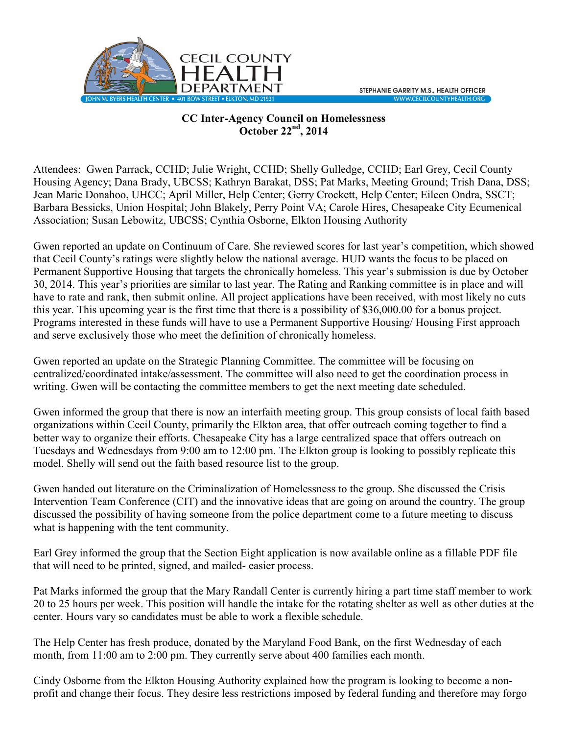**CC Inter-Agency Council on Homelessness**
**October 22nd, 2014**

Attendees: Gwen Parrack, CCHD; Julie Wright, CCHD; Shelly Gulledge, CCHD; Earl Grey, Cecil County Housing Agency; Dana Brady, UBCSS; Kathryn Barakat, DSS; Pat Marks, Meeting Ground; Trish Dana, DSS; Jean Marie Donahoo, UHCC; April Miller, Help Center; Gerry Crockett, Help Center; Eileen Ondra, SSCT; Barbara Bessicks, Union Hospital; John Blakely, Perry Point VA; Carole Hires, Chesapeake City Ecumenical Association; Susan Lebowitz, UBCSS; Cynthia Osborne, Elkton Housing Authority

Gwen reported an update on Continuum of Care. She reviewed scores for last year's competition, which showed that Cecil County's ratings were slightly below the national average. HUD wants the focus to be placed on Permanent Supportive Housing that targets the chronically homeless. This year's submission is due by October 30, 2014. This year's priorities are similar to last year. The Rating and Ranking committee is in place and will have to rate and rank, then submit online. All project applications have been received, with most likely no cuts this year. This upcoming year is the first time that there is a possibility of $36,000.00 for a bonus project. Programs interested in these funds will have to use a Permanent Supportive Housing/ Housing First approach and serve exclusively those who meet the definition of chronically homeless.

Gwen reported an update on the Strategic Planning Committee. The committee will be focusing on centralized/coordinated intake/assessment. The committee will also need to get the coordination process in writing. Gwen will be contacting the committee members to get the next meeting date scheduled.

Gwen informed the group that there is now an interfaith meeting group. This group consists of local faith based organizations within Cecil County, primarily the Elkton area, that offer outreach coming together to find a better way to organize their efforts. Chesapeake City has a large centralized space that offers outreach on Tuesdays and Wednesdays from 9:00 am to 12:00 pm. The Elkton group is looking to possibly replicate this model. Shelly will send out the faith based resource list to the group.

Gwen handed out literature on the Criminalization of Homelessness to the group. She discussed the Crisis Intervention Team Conference (CIT) and the innovative ideas that are going on around the country. The group discussed the possibility of having someone from the police department come to a future meeting to discuss what is happening with the tent community.

Earl Grey informed the group that the Section Eight application is now available online as a fillable PDF file that will need to be printed, signed, and mailed- easier process.

Pat Marks informed the group that the Mary Randall Center is currently hiring a part time staff member to work 20 to 25 hours per week. This position will handle the intake for the rotating shelter as well as other duties at the center. Hours vary so candidates must be able to work a flexible schedule.

The Help Center has fresh produce, donated by the Maryland Food Bank, on the first Wednesday of each month, from 11:00 am to 2:00 pm. They currently serve about 400 families each month.

Cindy Osborne from the Elkton Housing Authority explained how the program is looking to become a non-profit and change their focus. They desire less restrictions imposed by federal funding and therefore may forgo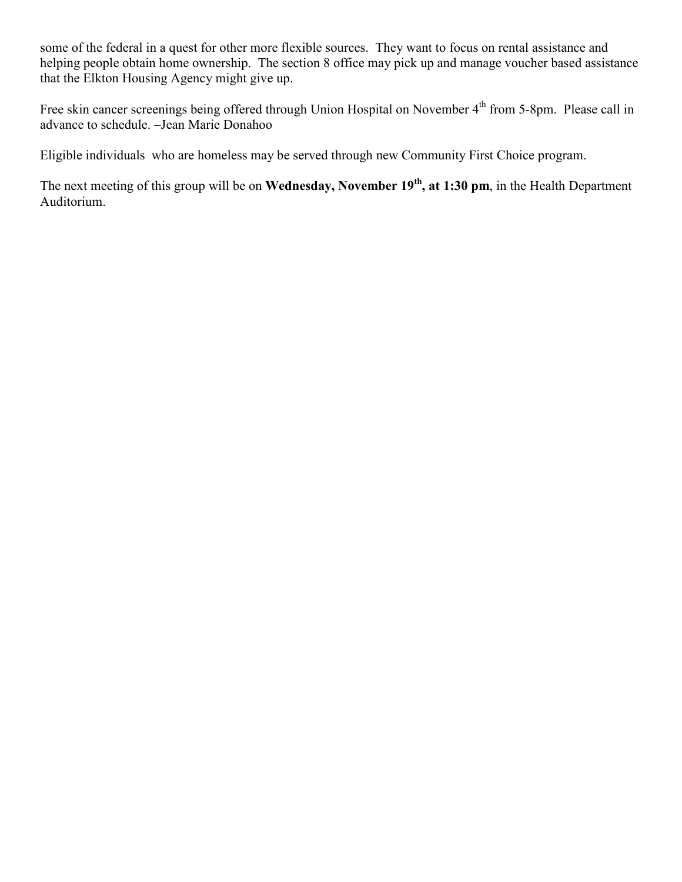some of the federal in a quest for other more flexible sources. They want to focus on rental assistance and helping people obtain home ownership. The section 8 office may pick up and manage voucher based assistance that the Elkton Housing Agency might give up.

Free skin cancer screenings being offered through Union Hospital on November 4th from 5-8pm. Please call in advance to schedule. –Jean Marie Donahoo

Eligible individuals who are homeless may be served through new Community First Choice program.

The next meeting of this group will be on **Wednesday, November 19th, at 1:30 pm**, in the Health Department Auditorium.